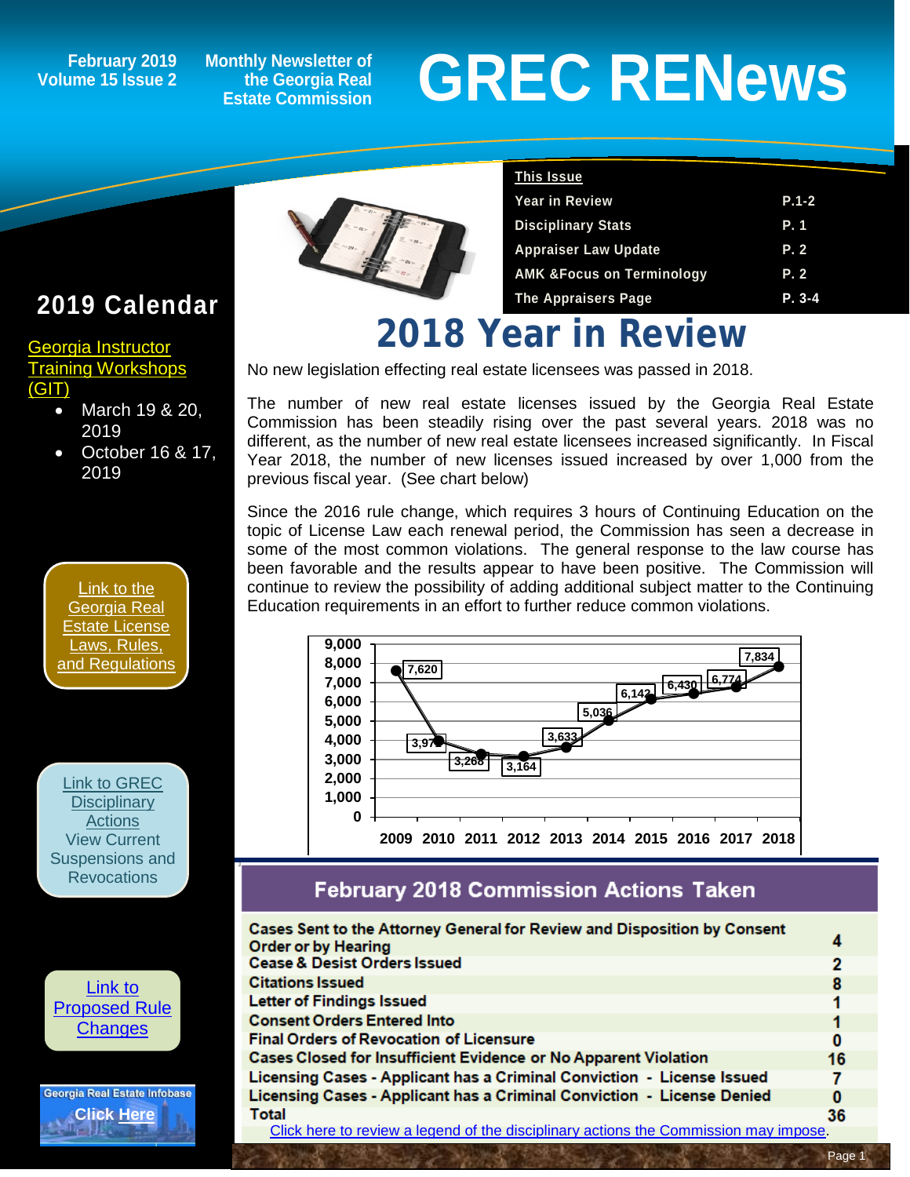# GREC RENews

February 2019
Volume 15 Issue 2

Monthly Newsletter of the Georgia Real Estate Commission

**This Issue**

| | |
|---|---|
| Year in Review | P.1-2 |
| Disciplinary Stats | P. 1 |
| Appraiser Law Update | P. 2 |
| AMK &Focus on Terminology | P. 2 |
| The Appraisers Page | P. 3-4 |

## 2019 Calendar

Georgia Instructor Training Workshops (GIT)

- March 19 & 20, 2019
- October 16 & 17, 2019

Link to the Georgia Real Estate License Laws, Rules, and Regulations

Link to GREC Disciplinary Actions
View Current Suspensions and Revocations

Link to Proposed Rule Changes

Georgia Real Estate Infobase
Click Here

# 2018 Year in Review

No new legislation effecting real estate licensees was passed in 2018.

The number of new real estate licenses issued by the Georgia Real Estate Commission has been steadily rising over the past several years. 2018 was no different, as the number of new real estate licensees increased significantly. In Fiscal Year 2018, the number of new licenses issued increased by over 1,000 from the previous fiscal year. (See chart below)

Since the 2016 rule change, which requires 3 hours of Continuing Education on the topic of License Law each renewal period, the Commission has seen a decrease in some of the most common violations. The general response to the law course has been favorable and the results appear to have been positive. The Commission will continue to review the possibility of adding additional subject matter to the Continuing Education requirements in an effort to further reduce common violations.

| Year | New Licenses |
|---|---|
| 2009 | 7,620 |
| 2010 | 3,973 |
| 2011 | 3,268 |
| 2012 | 3,164 |
| 2013 | 3,633 |
| 2014 | 5,036 |
| 2015 | 6,142 |
| 2016 | 6,430 |
| 2017 | 6,774 |
| 2018 | 7,834 |

## February 2018 Commission Actions Taken

| Action | Count |
|---|---|
| Cases Sent to the Attorney General for Review and Disposition by Consent Order or by Hearing | 4 |
| Cease & Desist Orders Issued | 2 |
| Citations Issued | 8 |
| Letter of Findings Issued | 1 |
| Consent Orders Entered Into | 1 |
| Final Orders of Revocation of Licensure | 0 |
| Cases Closed for Insufficient Evidence or No Apparent Violation | 16 |
| Licensing Cases - Applicant has a Criminal Conviction - License Issued | 7 |
| Licensing Cases - Applicant has a Criminal Conviction - License Denied | 0 |
| Total | 36 |

Click here to review a legend of the disciplinary actions the Commission may impose.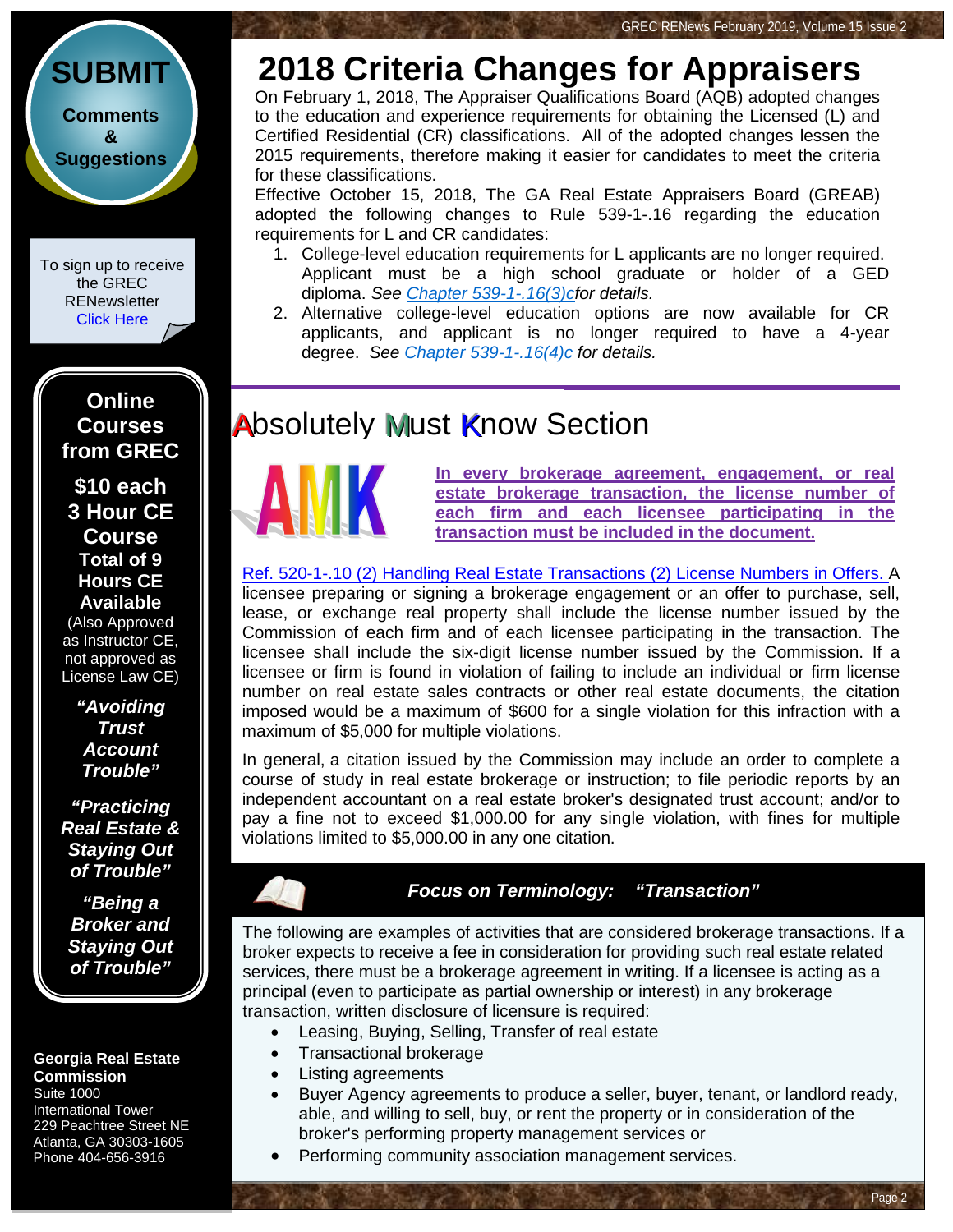# 2018 Criteria Changes for Appraisers

On February 1, 2018, The Appraiser Qualifications Board (AQB) adopted changes to the education and experience requirements for obtaining the Licensed (L) and Certified Residential (CR) classifications. All of the adopted changes lessen the 2015 requirements, therefore making it easier for candidates to meet the criteria for these classifications.

Effective October 15, 2018, The GA Real Estate Appraisers Board (GREAB) adopted the following changes to Rule 539-1-.16 regarding the education requirements for L and CR candidates:

1. College-level education requirements for L applicants are no longer required. Applicant must be a high school graduate or holder of a GED diploma. *See Chapter 539-1-.16(3)c for details.*
2. Alternative college-level education options are now available for CR applicants, and applicant is no longer required to have a 4-year degree. *See Chapter 539-1-.16(4)c for details.*

## Absolutely Must Know Section

**AMK**

**In every brokerage agreement, engagement, or real estate brokerage transaction, the license number of each firm and each licensee participating in the transaction must be included in the document.**

Ref. 520-1-.10 (2) Handling Real Estate Transactions (2) License Numbers in Offers. A licensee preparing or signing a brokerage engagement or an offer to purchase, sell, lease, or exchange real property shall include the license number issued by the Commission of each firm and of each licensee participating in the transaction. The licensee shall include the six-digit license number issued by the Commission. If a licensee or firm is found in violation of failing to include an individual or firm license number on real estate sales contracts or other real estate documents, the citation imposed would be a maximum of $600 for a single violation for this infraction with a maximum of $5,000 for multiple violations.

In general, a citation issued by the Commission may include an order to complete a course of study in real estate brokerage or instruction; to file periodic reports by an independent accountant on a real estate broker's designated trust account; and/or to pay a fine not to exceed $1,000.00 for any single violation, with fines for multiple violations limited to $5,000.00 in any one citation.

### *Focus on Terminology: "Transaction"*

The following are examples of activities that are considered brokerage transactions. If a broker expects to receive a fee in consideration for providing such real estate related services, there must be a brokerage agreement in writing. If a licensee is acting as a principal (even to participate as partial ownership or interest) in any brokerage transaction, written disclosure of licensure is required:

- Leasing, Buying, Selling, Transfer of real estate
- Transactional brokerage
- Listing agreements
- Buyer Agency agreements to produce a seller, buyer, tenant, or landlord ready, able, and willing to sell, buy, or rent the property or in consideration of the broker's performing property management services or
- Performing community association management services.

---

**SUBMIT**
**Comments & Suggestions**

To sign up to receive the GREC RENewsletter Click Here

**Online Courses from GREC**

**$10 each**
**3 Hour CE Course**
**Total of 9 Hours CE Available**
(Also Approved as Instructor CE, not approved as License Law CE)

***"Avoiding Trust Account Trouble"***

***"Practicing Real Estate & Staying Out of Trouble"***

***"Being a Broker and Staying Out of Trouble"***

**Georgia Real Estate Commission**
Suite 1000
International Tower
229 Peachtree Street NE
Atlanta, GA 30303-1605
Phone 404-656-3916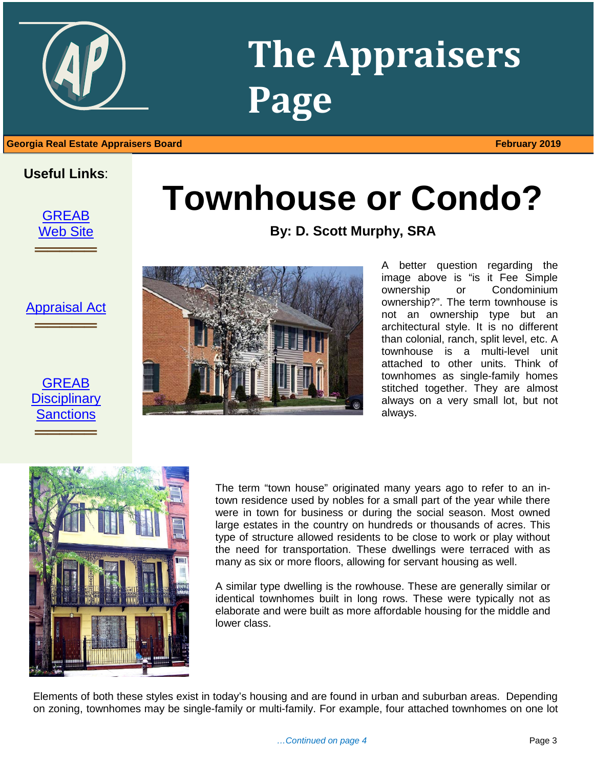# The Appraisers Page

**Georgia Real Estate Appraisers Board** **February 2019**

**Useful Links**:

[GREAB Web Site]

[Appraisal Act]

[GREAB Disciplinary Sanctions]

# Townhouse or Condo?

**By: D. Scott Murphy, SRA**

A better question regarding the image above is "is it Fee Simple ownership or Condominium ownership?". The term townhouse is not an ownership type but an architectural style. It is no different than colonial, ranch, split level, etc. A townhouse is a multi-level unit attached to other units. Think of townhomes as single-family homes stitched together. They are almost always on a very small lot, but not always.

The term "town house" originated many years ago to refer to an in-town residence used by nobles for a small part of the year while there were in town for business or during the social season. Most owned large estates in the country on hundreds or thousands of acres. This type of structure allowed residents to be close to work or play without the need for transportation. These dwellings were terraced with as many as six or more floors, allowing for servant housing as well.

A similar type dwelling is the rowhouse. These are generally similar or identical townhomes built in long rows. These were typically not as elaborate and were built as more affordable housing for the middle and lower class.

Elements of both these styles exist in today's housing and are found in urban and suburban areas. Depending on zoning, townhomes may be single-family or multi-family. For example, four attached townhomes on one lot

*…Continued on page 4*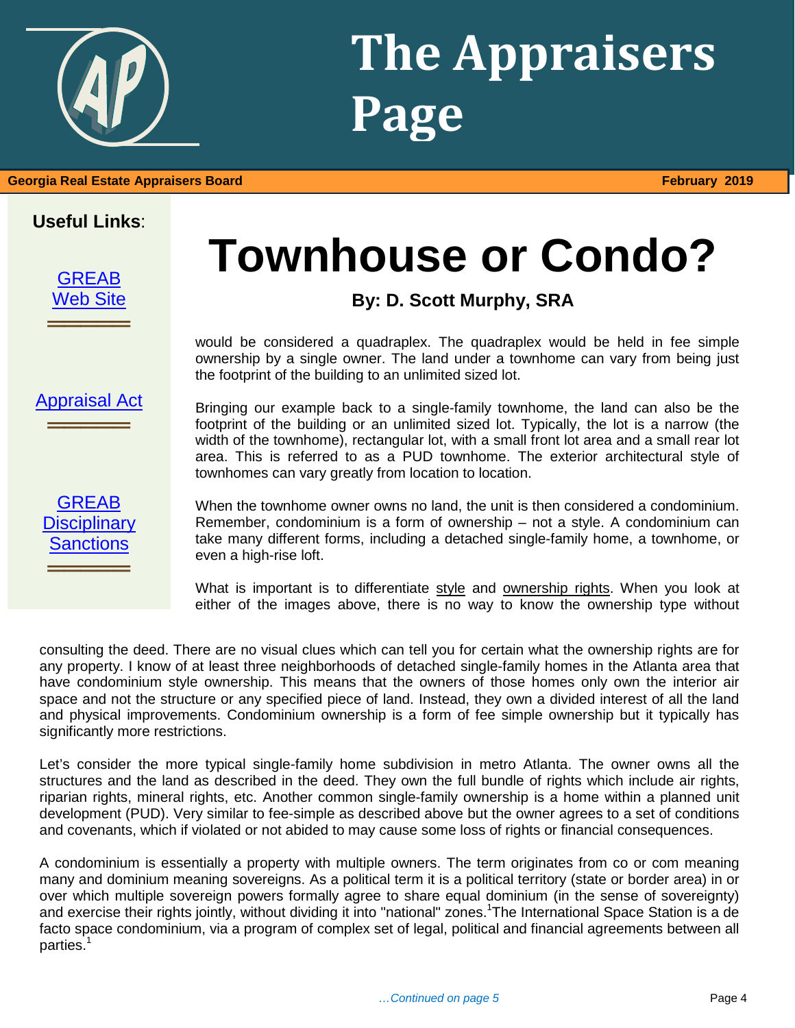# The Appraisers Page

**Georgia Real Estate Appraisers Board** **February 2019**

**Useful Links**:

GREAB Web Site

Appraisal Act

GREAB Disciplinary Sanctions

# Townhouse or Condo?

### By: D. Scott Murphy, SRA

would be considered a quadraplex. The quadraplex would be held in fee simple ownership by a single owner. The land under a townhome can vary from being just the footprint of the building to an unlimited sized lot.

Bringing our example back to a single-family townhome, the land can also be the footprint of the building or an unlimited sized lot. Typically, the lot is a narrow (the width of the townhome), rectangular lot, with a small front lot area and a small rear lot area. This is referred to as a PUD townhome. The exterior architectural style of townhomes can vary greatly from location to location.

When the townhome owner owns no land, the unit is then considered a condominium. Remember, condominium is a form of ownership – not a style. A condominium can take many different forms, including a detached single-family home, a townhome, or even a high-rise loft.

What is important is to differentiate style and ownership rights. When you look at either of the images above, there is no way to know the ownership type without consulting the deed. There are no visual clues which can tell you for certain what the ownership rights are for any property. I know of at least three neighborhoods of detached single-family homes in the Atlanta area that have condominium style ownership. This means that the owners of those homes only own the interior air space and not the structure or any specified piece of land. Instead, they own a divided interest of all the land and physical improvements. Condominium ownership is a form of fee simple ownership but it typically has significantly more restrictions.

Let's consider the more typical single-family home subdivision in metro Atlanta. The owner owns all the structures and the land as described in the deed. They own the full bundle of rights which include air rights, riparian rights, mineral rights, etc. Another common single-family ownership is a home within a planned unit development (PUD). Very similar to fee-simple as described above but the owner agrees to a set of conditions and covenants, which if violated or not abided to may cause some loss of rights or financial consequences.

A condominium is essentially a property with multiple owners. The term originates from co or com meaning many and dominium meaning sovereigns. As a political term it is a political territory (state or border area) in or over which multiple sovereign powers formally agree to share equal dominium (in the sense of sovereignty) and exercise their rights jointly, without dividing it into "national" zones.[1] The International Space Station is a de facto space condominium, via a program of complex set of legal, political and financial agreements between all parties.[1]

*…Continued on page 5*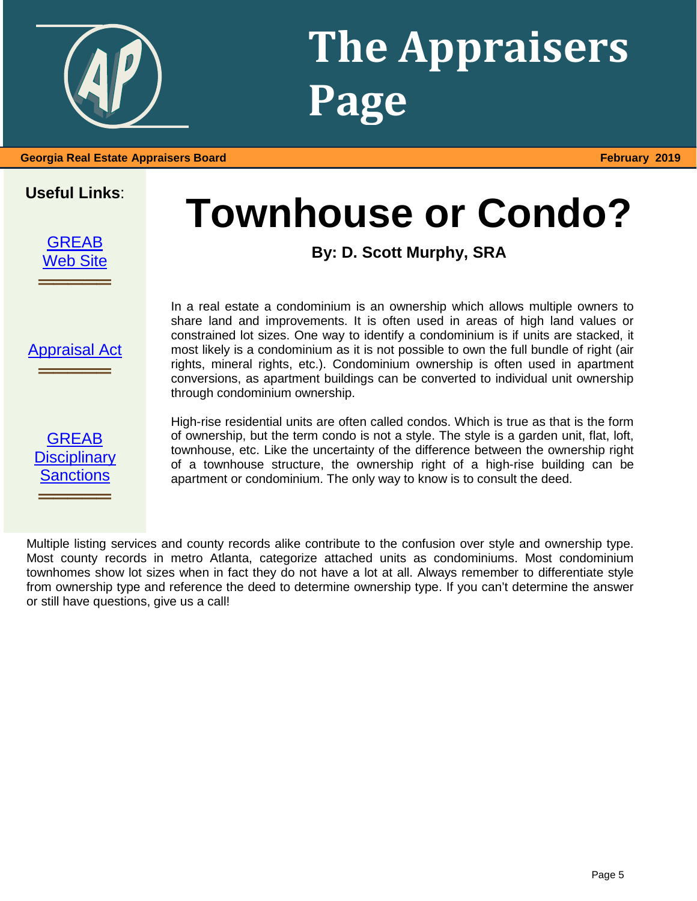# The Appraisers Page

**Georgia Real Estate Appraisers Board** **February 2019**

**Useful Links**:

[GREAB Web Site]

[Appraisal Act]

[GREAB Disciplinary Sanctions]

# Townhouse or Condo?

**By: D. Scott Murphy, SRA**

In a real estate a condominium is an ownership which allows multiple owners to share land and improvements. It is often used in areas of high land values or constrained lot sizes. One way to identify a condominium is if units are stacked, it most likely is a condominium as it is not possible to own the full bundle of right (air rights, mineral rights, etc.). Condominium ownership is often used in apartment conversions, as apartment buildings can be converted to individual unit ownership through condominium ownership.

High-rise residential units are often called condos. Which is true as that is the form of ownership, but the term condo is not a style. The style is a garden unit, flat, loft, townhouse, etc. Like the uncertainty of the difference between the ownership right of a townhouse structure, the ownership right of a high-rise building can be apartment or condominium. The only way to know is to consult the deed.

Multiple listing services and county records alike contribute to the confusion over style and ownership type. Most county records in metro Atlanta, categorize attached units as condominiums. Most condominium townhomes show lot sizes when in fact they do not have a lot at all. Always remember to differentiate style from ownership type and reference the deed to determine ownership type. If you can't determine the answer or still have questions, give us a call!